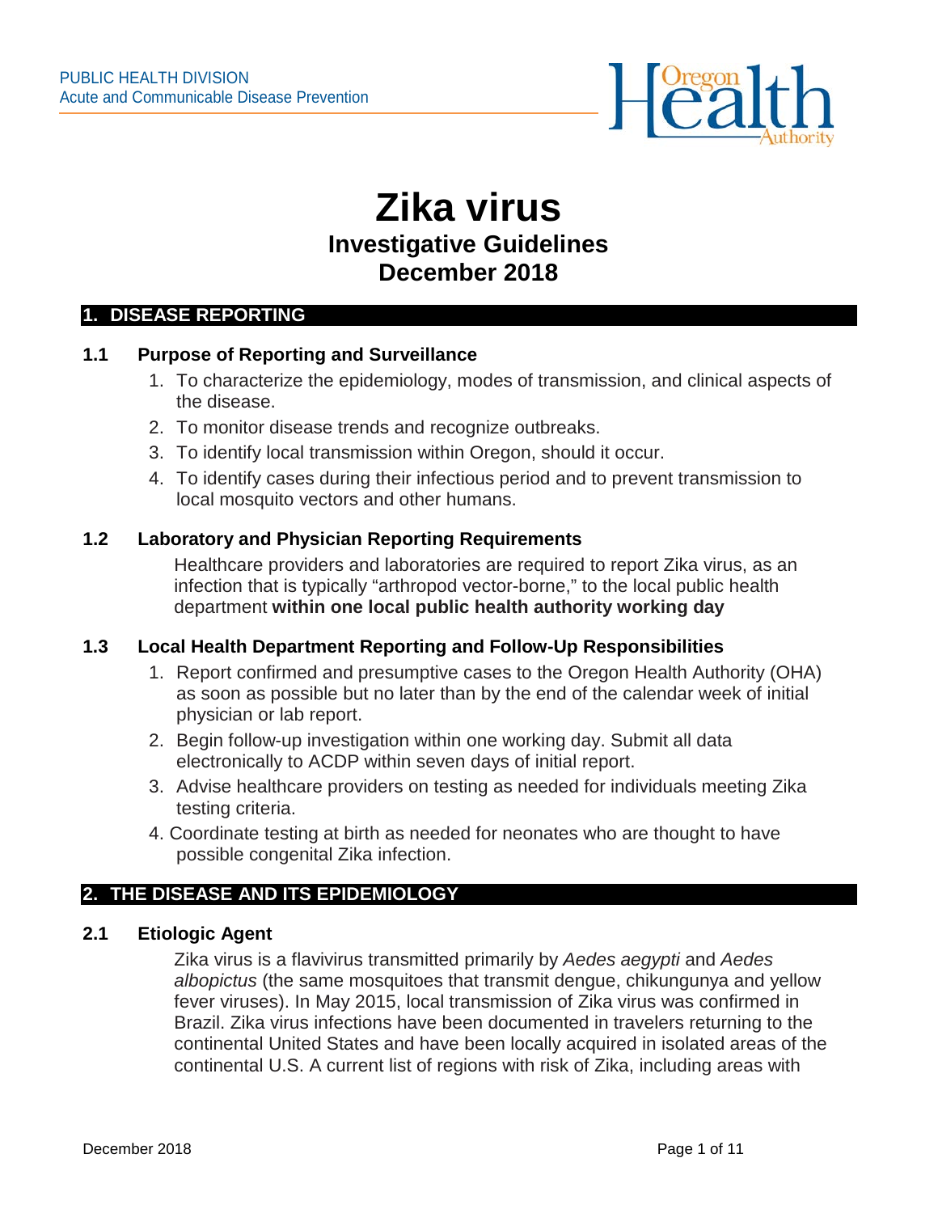PUBLIC HEALTH DIVISION
Acute and Communicable Disease Prevention

# Zika virus
## Investigative Guidelines
## December 2018

## 1. DISEASE REPORTING

### 1.1 Purpose of Reporting and Surveillance

1. To characterize the epidemiology, modes of transmission, and clinical aspects of the disease.
2. To monitor disease trends and recognize outbreaks.
3. To identify local transmission within Oregon, should it occur.
4. To identify cases during their infectious period and to prevent transmission to local mosquito vectors and other humans.

### 1.2 Laboratory and Physician Reporting Requirements

Healthcare providers and laboratories are required to report Zika virus, as an infection that is typically "arthropod vector-borne," to the local public health department **within one local public health authority working day**

### 1.3 Local Health Department Reporting and Follow-Up Responsibilities

1. Report confirmed and presumptive cases to the Oregon Health Authority (OHA) as soon as possible but no later than by the end of the calendar week of initial physician or lab report.
2. Begin follow-up investigation within one working day. Submit all data electronically to ACDP within seven days of initial report.
3. Advise healthcare providers on testing as needed for individuals meeting Zika testing criteria.
4. Coordinate testing at birth as needed for neonates who are thought to have possible congenital Zika infection.

## 2. THE DISEASE AND ITS EPIDEMIOLOGY

### 2.1 Etiologic Agent

Zika virus is a flavivirus transmitted primarily by *Aedes aegypti* and *Aedes albopictus* (the same mosquitoes that transmit dengue, chikungunya and yellow fever viruses). In May 2015, local transmission of Zika virus was confirmed in Brazil. Zika virus infections have been documented in travelers returning to the continental United States and have been locally acquired in isolated areas of the continental U.S. A current list of regions with risk of Zika, including areas with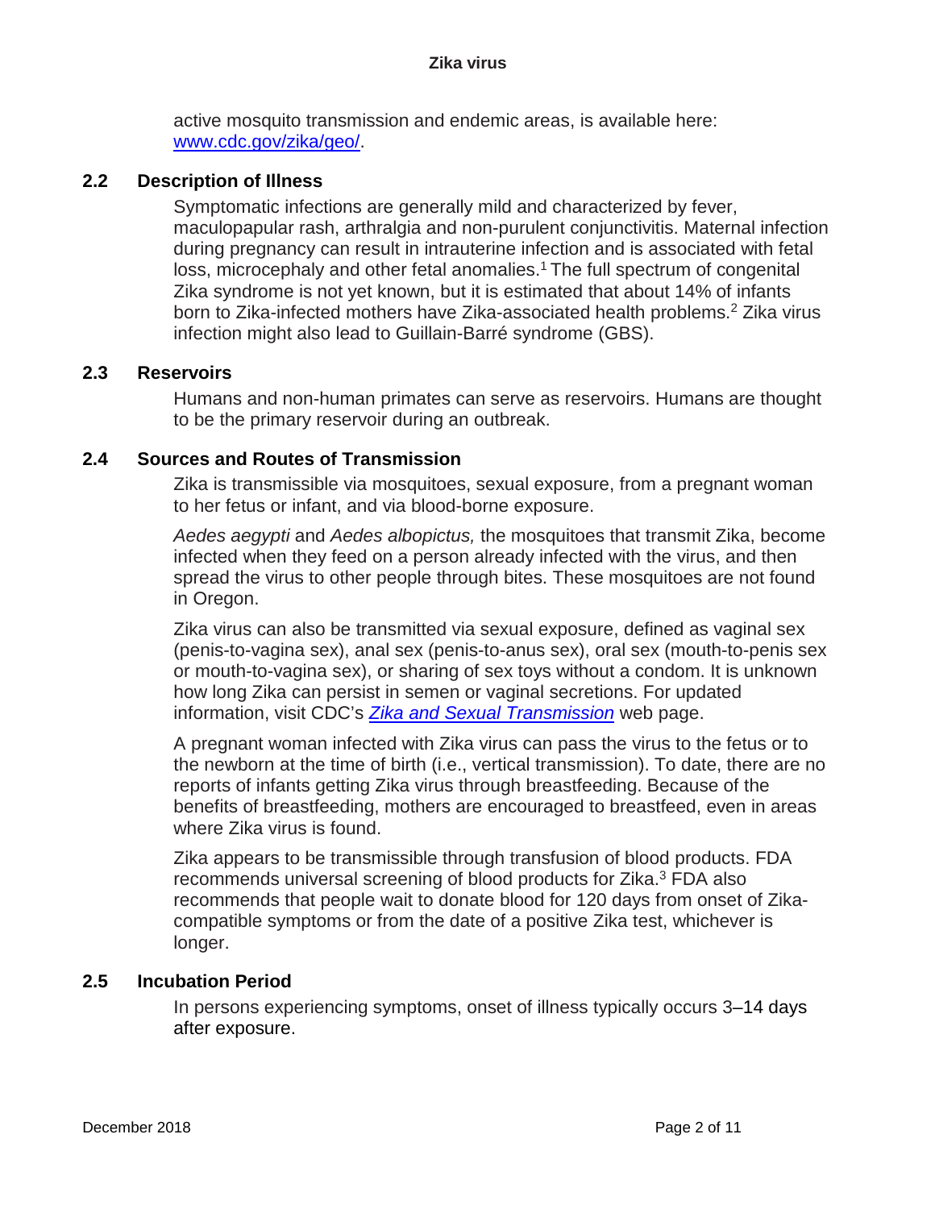active mosquito transmission and endemic areas, is available here: [www.cdc.gov/zika/geo/](http://www.cdc.gov/zika/geo/).

## 2.2 Description of Illness

Symptomatic infections are generally mild and characterized by fever, maculopapular rash, arthralgia and non-purulent conjunctivitis. Maternal infection during pregnancy can result in intrauterine infection and is associated with fetal loss, microcephaly and other fetal anomalies.[1] The full spectrum of congenital Zika syndrome is not yet known, but it is estimated that about 14% of infants born to Zika-infected mothers have Zika-associated health problems.[2] Zika virus infection might also lead to Guillain-Barré syndrome (GBS).

## 2.3 Reservoirs

Humans and non-human primates can serve as reservoirs. Humans are thought to be the primary reservoir during an outbreak.

## 2.4 Sources and Routes of Transmission

Zika is transmissible via mosquitoes, sexual exposure, from a pregnant woman to her fetus or infant, and via blood-borne exposure.

*Aedes aegypti* and *Aedes albopictus,* the mosquitoes that transmit Zika, become infected when they feed on a person already infected with the virus, and then spread the virus to other people through bites. These mosquitoes are not found in Oregon.

Zika virus can also be transmitted via sexual exposure, defined as vaginal sex (penis-to-vagina sex), anal sex (penis-to-anus sex), oral sex (mouth-to-penis sex or mouth-to-vagina sex), or sharing of sex toys without a condom. It is unknown how long Zika can persist in semen or vaginal secretions. For updated information, visit CDC's ***Zika and Sexual Transmission*** web page.

A pregnant woman infected with Zika virus can pass the virus to the fetus or to the newborn at the time of birth (i.e., vertical transmission). To date, there are no reports of infants getting Zika virus through breastfeeding. Because of the benefits of breastfeeding, mothers are encouraged to breastfeed, even in areas where Zika virus is found.

Zika appears to be transmissible through transfusion of blood products. FDA recommends universal screening of blood products for Zika.[3] FDA also recommends that people wait to donate blood for 120 days from onset of Zika-compatible symptoms or from the date of a positive Zika test, whichever is longer.

## 2.5 Incubation Period

In persons experiencing symptoms, onset of illness typically occurs 3–14 days after exposure.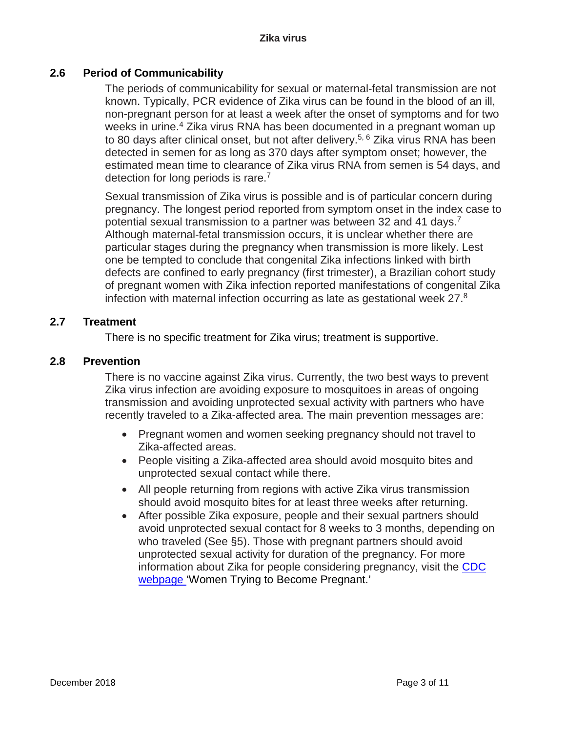## 2.6 Period of Communicability

The periods of communicability for sexual or maternal-fetal transmission are not known. Typically, PCR evidence of Zika virus can be found in the blood of an ill, non-pregnant person for at least a week after the onset of symptoms and for two weeks in urine.[4] Zika virus RNA has been documented in a pregnant woman up to 80 days after clinical onset, but not after delivery.[5, 6] Zika virus RNA has been detected in semen for as long as 370 days after symptom onset; however, the estimated mean time to clearance of Zika virus RNA from semen is 54 days, and detection for long periods is rare.[7]

Sexual transmission of Zika virus is possible and is of particular concern during pregnancy. The longest period reported from symptom onset in the index case to potential sexual transmission to a partner was between 32 and 41 days.[7] Although maternal-fetal transmission occurs, it is unclear whether there are particular stages during the pregnancy when transmission is more likely. Lest one be tempted to conclude that congenital Zika infections linked with birth defects are confined to early pregnancy (first trimester), a Brazilian cohort study of pregnant women with Zika infection reported manifestations of congenital Zika infection with maternal infection occurring as late as gestational week 27.[8]

## 2.7 Treatment

There is no specific treatment for Zika virus; treatment is supportive.

## 2.8 Prevention

There is no vaccine against Zika virus. Currently, the two best ways to prevent Zika virus infection are avoiding exposure to mosquitoes in areas of ongoing transmission and avoiding unprotected sexual activity with partners who have recently traveled to a Zika-affected area. The main prevention messages are:

- Pregnant women and women seeking pregnancy should not travel to Zika-affected areas.
- People visiting a Zika-affected area should avoid mosquito bites and unprotected sexual contact while there.
- All people returning from regions with active Zika virus transmission should avoid mosquito bites for at least three weeks after returning.
- After possible Zika exposure, people and their sexual partners should avoid unprotected sexual contact for 8 weeks to 3 months, depending on who traveled (See §5). Those with pregnant partners should avoid unprotected sexual activity for duration of the pregnancy. For more information about Zika for people considering pregnancy, visit the CDC webpage 'Women Trying to Become Pregnant.'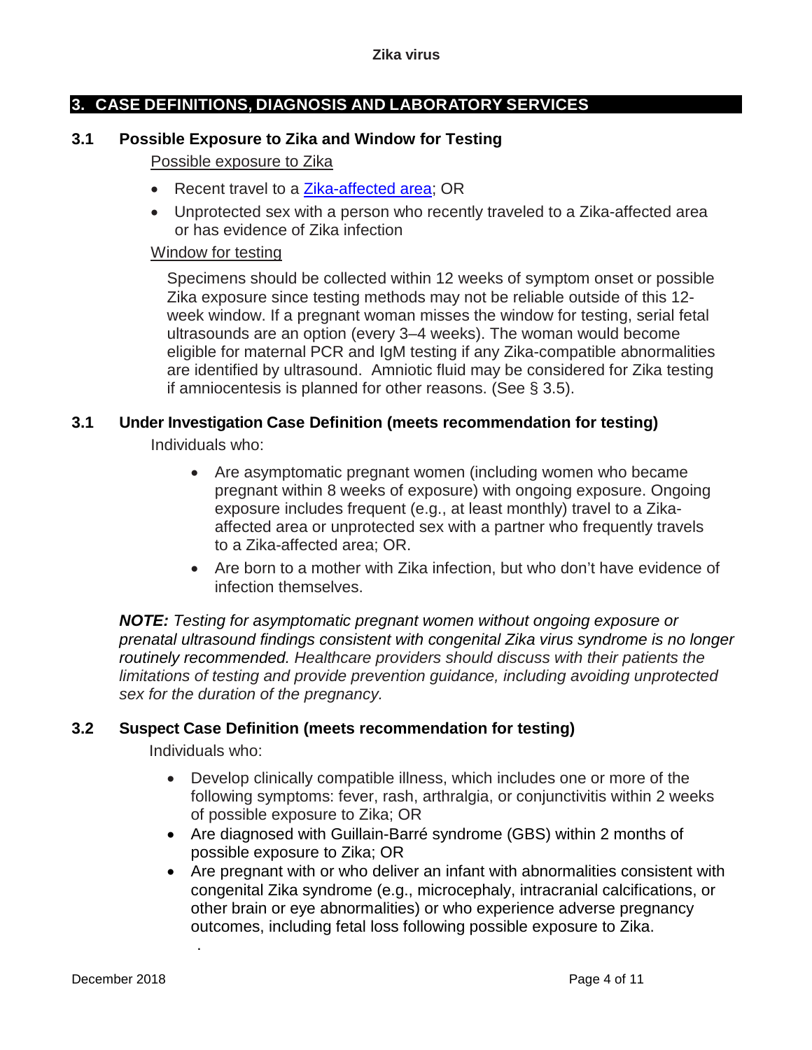## 3. CASE DEFINITIONS, DIAGNOSIS AND LABORATORY SERVICES

### 3.1 Possible Exposure to Zika and Window for Testing

Possible exposure to Zika

- Recent travel to a [Zika-affected area](); OR
- Unprotected sex with a person who recently traveled to a Zika-affected area or has evidence of Zika infection

Window for testing

Specimens should be collected within 12 weeks of symptom onset or possible Zika exposure since testing methods may not be reliable outside of this 12-week window. If a pregnant woman misses the window for testing, serial fetal ultrasounds are an option (every 3–4 weeks). The woman would become eligible for maternal PCR and IgM testing if any Zika-compatible abnormalities are identified by ultrasound. Amniotic fluid may be considered for Zika testing if amniocentesis is planned for other reasons. (See § 3.5).

### 3.1 Under Investigation Case Definition (meets recommendation for testing)

Individuals who:

- Are asymptomatic pregnant women (including women who became pregnant within 8 weeks of exposure) with ongoing exposure. Ongoing exposure includes frequent (e.g., at least monthly) travel to a Zika-affected area or unprotected sex with a partner who frequently travels to a Zika-affected area; OR.
- Are born to a mother with Zika infection, but who don't have evidence of infection themselves.

***NOTE:*** *Testing for asymptomatic pregnant women without ongoing exposure or prenatal ultrasound findings consistent with congenital Zika virus syndrome is no longer routinely recommended. Healthcare providers should discuss with their patients the limitations of testing and provide prevention guidance, including avoiding unprotected sex for the duration of the pregnancy.*

### 3.2 Suspect Case Definition (meets recommendation for testing)

Individuals who:

- Develop clinically compatible illness, which includes one or more of the following symptoms: fever, rash, arthralgia, or conjunctivitis within 2 weeks of possible exposure to Zika; OR
- Are diagnosed with Guillain-Barré syndrome (GBS) within 2 months of possible exposure to Zika; OR
- Are pregnant with or who deliver an infant with abnormalities consistent with congenital Zika syndrome (e.g., microcephaly, intracranial calcifications, or other brain or eye abnormalities) or who experience adverse pregnancy outcomes, including fetal loss following possible exposure to Zika.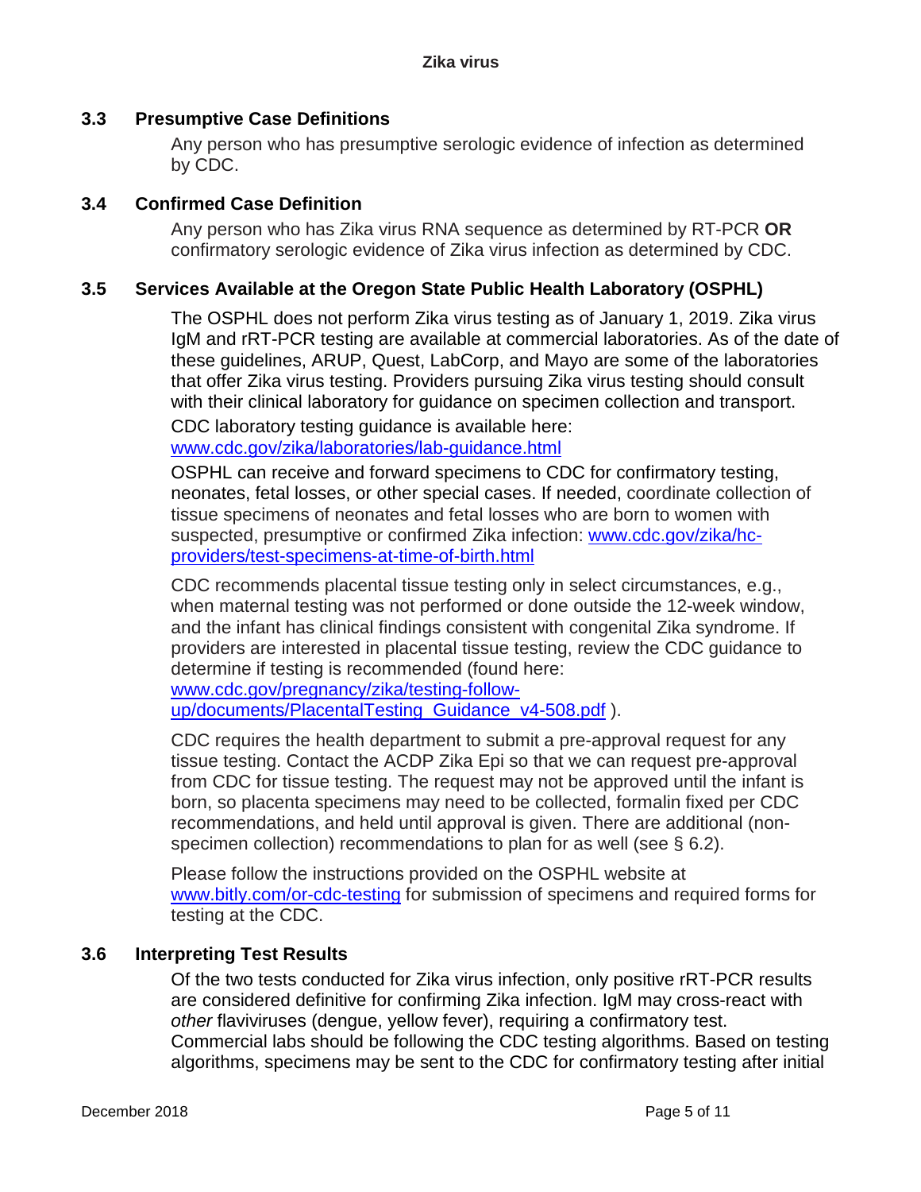### 3.3 Presumptive Case Definitions

Any person who has presumptive serologic evidence of infection as determined by CDC.

### 3.4 Confirmed Case Definition

Any person who has Zika virus RNA sequence as determined by RT-PCR **OR** confirmatory serologic evidence of Zika virus infection as determined by CDC.

### 3.5 Services Available at the Oregon State Public Health Laboratory (OSPHL)

The OSPHL does not perform Zika virus testing as of January 1, 2019. Zika virus IgM and rRT-PCR testing are available at commercial laboratories. As of the date of these guidelines, ARUP, Quest, LabCorp, and Mayo are some of the laboratories that offer Zika virus testing. Providers pursuing Zika virus testing should consult with their clinical laboratory for guidance on specimen collection and transport.

CDC laboratory testing guidance is available here: [www.cdc.gov/zika/laboratories/lab-guidance.html](www.cdc.gov/zika/laboratories/lab-guidance.html)

OSPHL can receive and forward specimens to CDC for confirmatory testing, neonates, fetal losses, or other special cases. If needed, coordinate collection of tissue specimens of neonates and fetal losses who are born to women with suspected, presumptive or confirmed Zika infection: [www.cdc.gov/zika/hc-providers/test-specimens-at-time-of-birth.html](www.cdc.gov/zika/hc-providers/test-specimens-at-time-of-birth.html)

CDC recommends placental tissue testing only in select circumstances, e.g., when maternal testing was not performed or done outside the 12-week window, and the infant has clinical findings consistent with congenital Zika syndrome. If providers are interested in placental tissue testing, review the CDC guidance to determine if testing is recommended (found here: [www.cdc.gov/pregnancy/zika/testing-follow-up/documents/PlacentalTesting_Guidance_v4-508.pdf](www.cdc.gov/pregnancy/zika/testing-follow-up/documents/PlacentalTesting_Guidance_v4-508.pdf) ).

CDC requires the health department to submit a pre-approval request for any tissue testing. Contact the ACDP Zika Epi so that we can request pre-approval from CDC for tissue testing. The request may not be approved until the infant is born, so placenta specimens may need to be collected, formalin fixed per CDC recommendations, and held until approval is given. There are additional (non-specimen collection) recommendations to plan for as well (see § 6.2).

Please follow the instructions provided on the OSPHL website at [www.bitly.com/or-cdc-testing](www.bitly.com/or-cdc-testing) for submission of specimens and required forms for testing at the CDC.

### 3.6 Interpreting Test Results

Of the two tests conducted for Zika virus infection, only positive rRT-PCR results are considered definitive for confirming Zika infection. IgM may cross-react with *other* flaviviruses (dengue, yellow fever), requiring a confirmatory test. Commercial labs should be following the CDC testing algorithms. Based on testing algorithms, specimens may be sent to the CDC for confirmatory testing after initial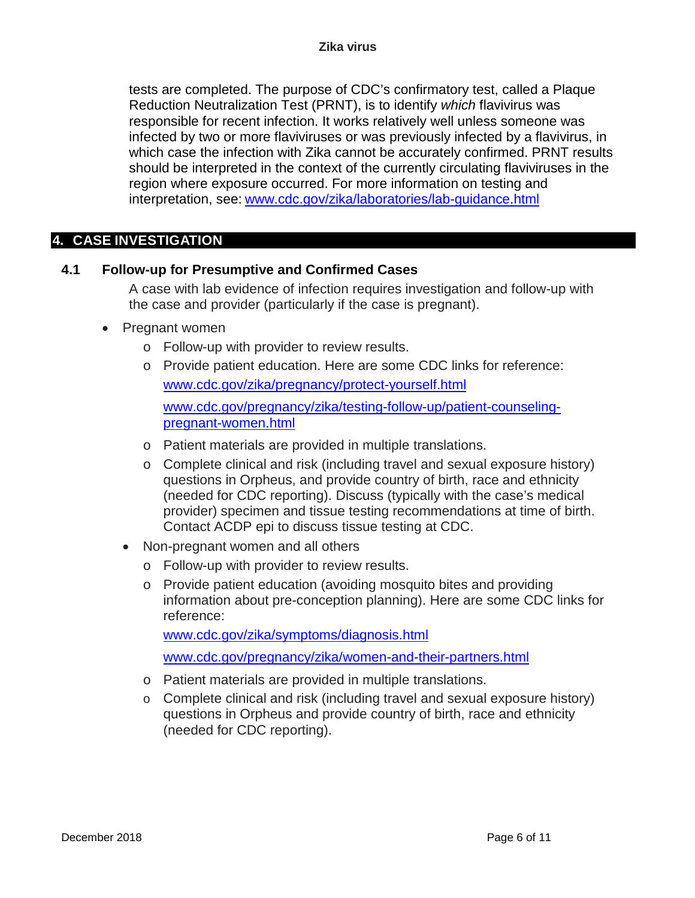tests are completed. The purpose of CDC's confirmatory test, called a Plaque Reduction Neutralization Test (PRNT), is to identify *which* flavivirus was responsible for recent infection. It works relatively well unless someone was infected by two or more flaviviruses or was previously infected by a flavivirus, in which case the infection with Zika cannot be accurately confirmed. PRNT results should be interpreted in the context of the currently circulating flaviviruses in the region where exposure occurred. For more information on testing and interpretation, see: [www.cdc.gov/zika/laboratories/lab-guidance.html](http://www.cdc.gov/zika/laboratories/lab-guidance.html)

## 4. CASE INVESTIGATION

### 4.1 Follow-up for Presumptive and Confirmed Cases

A case with lab evidence of infection requires investigation and follow-up with the case and provider (particularly if the case is pregnant).

- Pregnant women
  - Follow-up with provider to review results.
  - Provide patient education. Here are some CDC links for reference:
    [www.cdc.gov/zika/pregnancy/protect-yourself.html](http://www.cdc.gov/zika/pregnancy/protect-yourself.html)
    [www.cdc.gov/pregnancy/zika/testing-follow-up/patient-counseling-pregnant-women.html](http://www.cdc.gov/pregnancy/zika/testing-follow-up/patient-counseling-pregnant-women.html)
  - Patient materials are provided in multiple translations.
  - Complete clinical and risk (including travel and sexual exposure history) questions in Orpheus, and provide country of birth, race and ethnicity (needed for CDC reporting). Discuss (typically with the case's medical provider) specimen and tissue testing recommendations at time of birth. Contact ACDP epi to discuss tissue testing at CDC.
- Non-pregnant women and all others
  - Follow-up with provider to review results.
  - Provide patient education (avoiding mosquito bites and providing information about pre-conception planning). Here are some CDC links for reference:
    [www.cdc.gov/zika/symptoms/diagnosis.html](http://www.cdc.gov/zika/symptoms/diagnosis.html)
    [www.cdc.gov/pregnancy/zika/women-and-their-partners.html](http://www.cdc.gov/pregnancy/zika/women-and-their-partners.html)
  - Patient materials are provided in multiple translations.
  - Complete clinical and risk (including travel and sexual exposure history) questions in Orpheus and provide country of birth, race and ethnicity (needed for CDC reporting).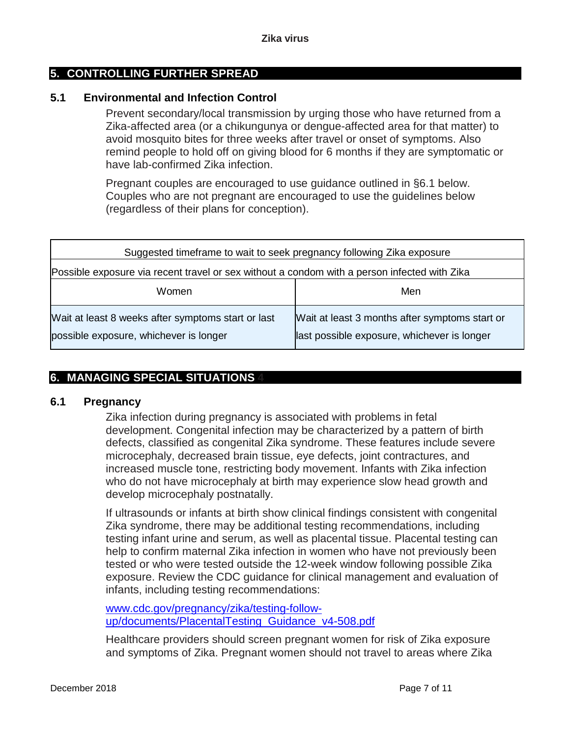## 5. CONTROLLING FURTHER SPREAD

### 5.1 Environmental and Infection Control

Prevent secondary/local transmission by urging those who have returned from a Zika-affected area (or a chikungunya or dengue-affected area for that matter) to avoid mosquito bites for three weeks after travel or onset of symptoms. Also remind people to hold off on giving blood for 6 months if they are symptomatic or have lab-confirmed Zika infection.

Pregnant couples are encouraged to use guidance outlined in §6.1 below. Couples who are not pregnant are encouraged to use the guidelines below (regardless of their plans for conception).

| Suggested timeframe to wait to seek pregnancy following Zika exposure | |
|---|---|
| Possible exposure via recent travel or sex without a condom with a person infected with Zika | |
| Women | Men |
| Wait at least 8 weeks after symptoms start or last possible exposure, whichever is longer | Wait at least 3 months after symptoms start or last possible exposure, whichever is longer |

## 6. MANAGING SPECIAL SITUATIONS 4

### 6.1 Pregnancy

Zika infection during pregnancy is associated with problems in fetal development. Congenital infection may be characterized by a pattern of birth defects, classified as congenital Zika syndrome. These features include severe microcephaly, decreased brain tissue, eye defects, joint contractures, and increased muscle tone, restricting body movement. Infants with Zika infection who do not have microcephaly at birth may experience slow head growth and develop microcephaly postnatally.

If ultrasounds or infants at birth show clinical findings consistent with congenital Zika syndrome, there may be additional testing recommendations, including testing infant urine and serum, as well as placental tissue. Placental testing can help to confirm maternal Zika infection in women who have not previously been tested or who were tested outside the 12-week window following possible Zika exposure. Review the CDC guidance for clinical management and evaluation of infants, including testing recommendations:

[www.cdc.gov/pregnancy/zika/testing-follow-up/documents/PlacentalTesting_Guidance_v4-508.pdf](www.cdc.gov/pregnancy/zika/testing-follow-up/documents/PlacentalTesting_Guidance_v4-508.pdf)

Healthcare providers should screen pregnant women for risk of Zika exposure and symptoms of Zika. Pregnant women should not travel to areas where Zika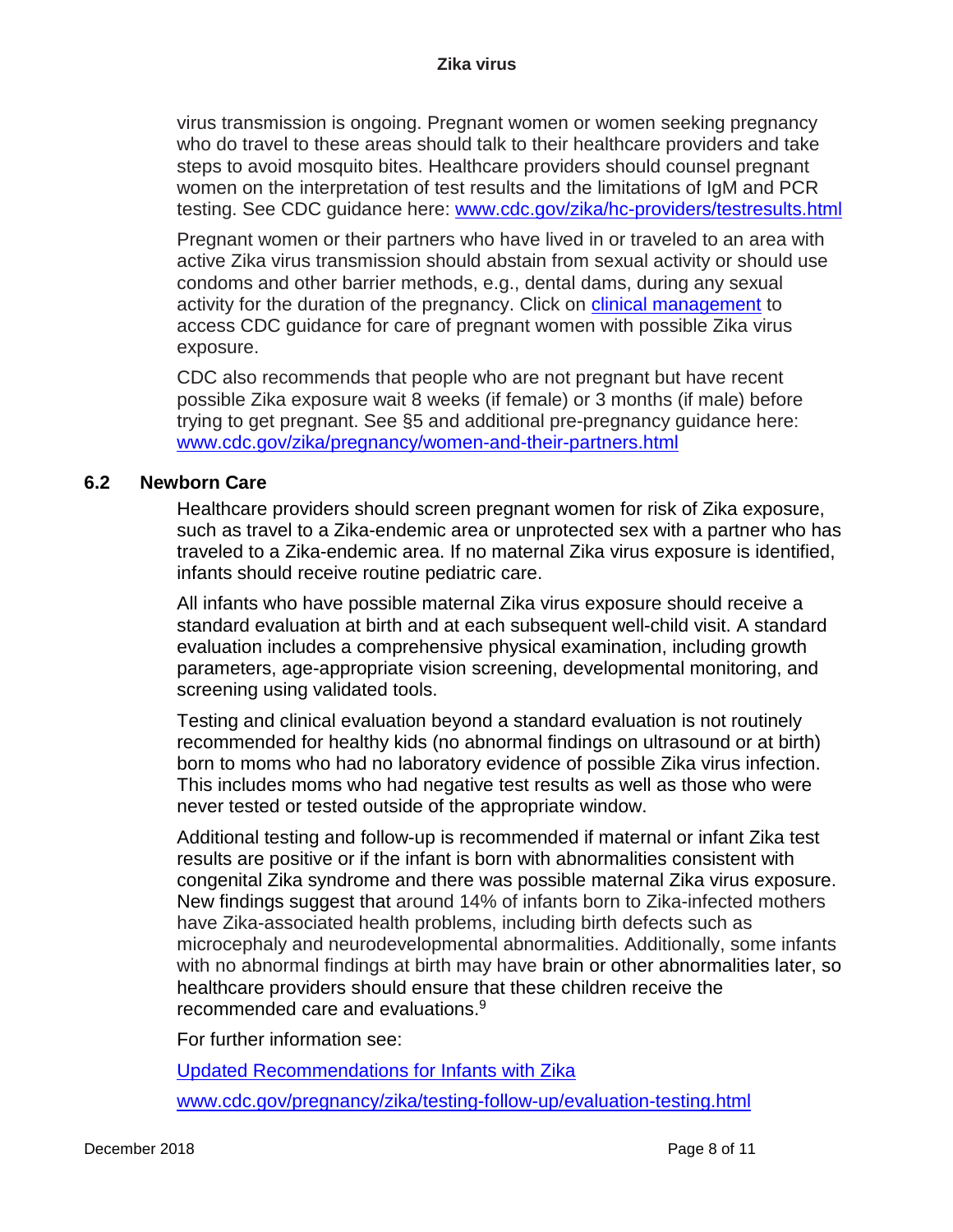virus transmission is ongoing. Pregnant women or women seeking pregnancy who do travel to these areas should talk to their healthcare providers and take steps to avoid mosquito bites. Healthcare providers should counsel pregnant women on the interpretation of test results and the limitations of IgM and PCR testing. See CDC guidance here: [www.cdc.gov/zika/hc-providers/testresults.html](www.cdc.gov/zika/hc-providers/testresults.html)

Pregnant women or their partners who have lived in or traveled to an area with active Zika virus transmission should abstain from sexual activity or should use condoms and other barrier methods, e.g., dental dams, during any sexual activity for the duration of the pregnancy. Click on [clinical management]() to access CDC guidance for care of pregnant women with possible Zika virus exposure.

CDC also recommends that people who are not pregnant but have recent possible Zika exposure wait 8 weeks (if female) or 3 months (if male) before trying to get pregnant. See §5 and additional pre-pregnancy guidance here: [www.cdc.gov/zika/pregnancy/women-and-their-partners.html](www.cdc.gov/zika/pregnancy/women-and-their-partners.html)

## 6.2 Newborn Care

Healthcare providers should screen pregnant women for risk of Zika exposure, such as travel to a Zika-endemic area or unprotected sex with a partner who has traveled to a Zika-endemic area. If no maternal Zika virus exposure is identified, infants should receive routine pediatric care.

All infants who have possible maternal Zika virus exposure should receive a standard evaluation at birth and at each subsequent well-child visit. A standard evaluation includes a comprehensive physical examination, including growth parameters, age-appropriate vision screening, developmental monitoring, and screening using validated tools.

Testing and clinical evaluation beyond a standard evaluation is not routinely recommended for healthy kids (no abnormal findings on ultrasound or at birth) born to moms who had no laboratory evidence of possible Zika virus infection. This includes moms who had negative test results as well as those who were never tested or tested outside of the appropriate window.

Additional testing and follow-up is recommended if maternal or infant Zika test results are positive or if the infant is born with abnormalities consistent with congenital Zika syndrome and there was possible maternal Zika virus exposure. New findings suggest that around 14% of infants born to Zika-infected mothers have Zika-associated health problems, including birth defects such as microcephaly and neurodevelopmental abnormalities. Additionally, some infants with no abnormal findings at birth may have brain or other abnormalities later, so healthcare providers should ensure that these children receive the recommended care and evaluations.[9]

For further information see:

[Updated Recommendations for Infants with Zika]()

[www.cdc.gov/pregnancy/zika/testing-follow-up/evaluation-testing.html](www.cdc.gov/pregnancy/zika/testing-follow-up/evaluation-testing.html)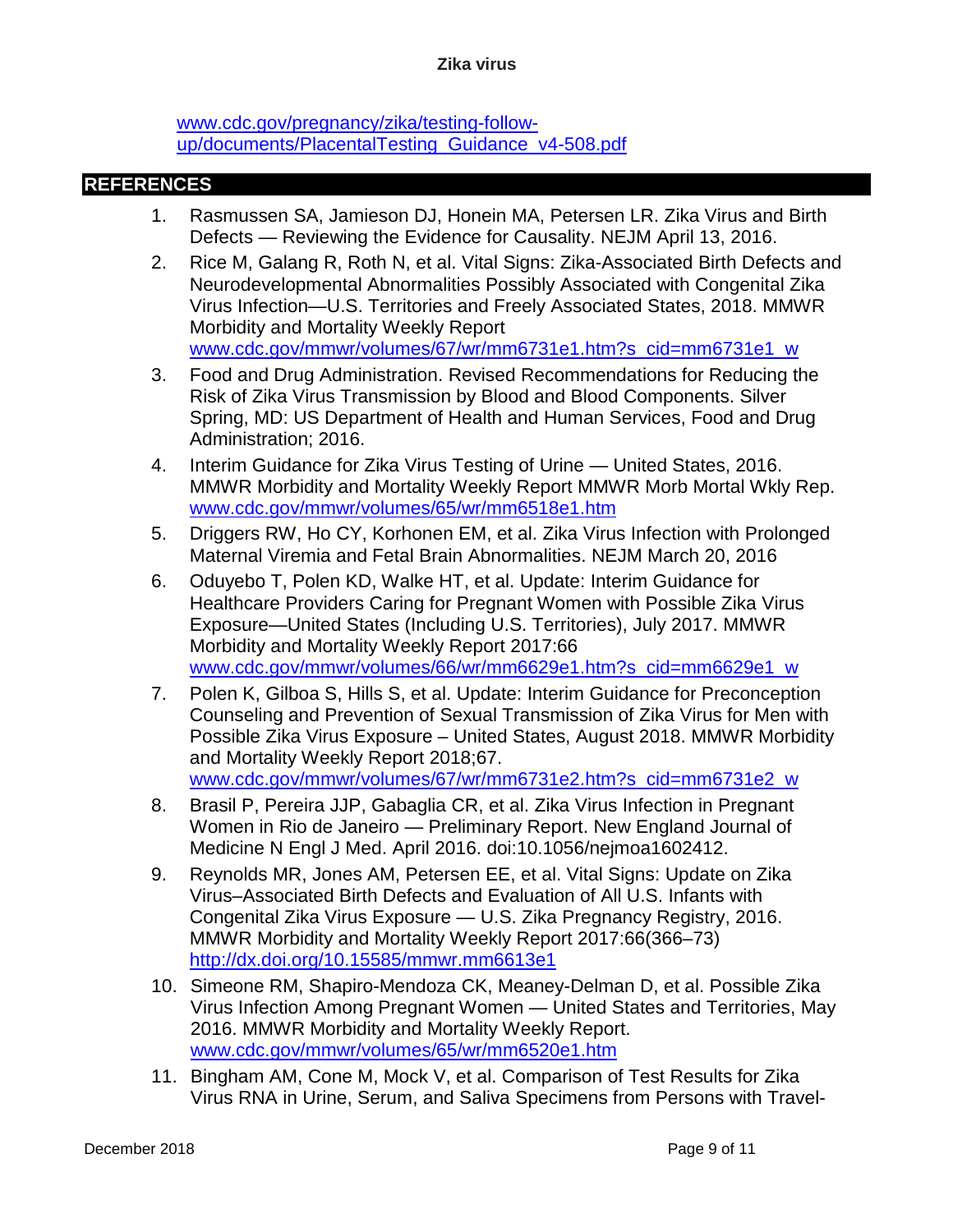www.cdc.gov/pregnancy/zika/testing-follow-up/documents/PlacentalTesting_Guidance_v4-508.pdf

## REFERENCES

1. Rasmussen SA, Jamieson DJ, Honein MA, Petersen LR. Zika Virus and Birth Defects — Reviewing the Evidence for Causality. NEJM April 13, 2016.
2. Rice M, Galang R, Roth N, et al. Vital Signs: Zika-Associated Birth Defects and Neurodevelopmental Abnormalities Possibly Associated with Congenital Zika Virus Infection—U.S. Territories and Freely Associated States, 2018. MMWR Morbidity and Mortality Weekly Report www.cdc.gov/mmwr/volumes/67/wr/mm6731e1.htm?s_cid=mm6731e1_w
3. Food and Drug Administration. Revised Recommendations for Reducing the Risk of Zika Virus Transmission by Blood and Blood Components. Silver Spring, MD: US Department of Health and Human Services, Food and Drug Administration; 2016.
4. Interim Guidance for Zika Virus Testing of Urine — United States, 2016. MMWR Morbidity and Mortality Weekly Report MMWR Morb Mortal Wkly Rep. www.cdc.gov/mmwr/volumes/65/wr/mm6518e1.htm
5. Driggers RW, Ho CY, Korhonen EM, et al. Zika Virus Infection with Prolonged Maternal Viremia and Fetal Brain Abnormalities. NEJM March 20, 2016
6. Oduyebo T, Polen KD, Walke HT, et al. Update: Interim Guidance for Healthcare Providers Caring for Pregnant Women with Possible Zika Virus Exposure—United States (Including U.S. Territories), July 2017. MMWR Morbidity and Mortality Weekly Report 2017:66 www.cdc.gov/mmwr/volumes/66/wr/mm6629e1.htm?s_cid=mm6629e1_w
7. Polen K, Gilboa S, Hills S, et al. Update: Interim Guidance for Preconception Counseling and Prevention of Sexual Transmission of Zika Virus for Men with Possible Zika Virus Exposure – United States, August 2018. MMWR Morbidity and Mortality Weekly Report 2018;67. www.cdc.gov/mmwr/volumes/67/wr/mm6731e2.htm?s_cid=mm6731e2_w
8. Brasil P, Pereira JJP, Gabaglia CR, et al. Zika Virus Infection in Pregnant Women in Rio de Janeiro — Preliminary Report. New England Journal of Medicine N Engl J Med. April 2016. doi:10.1056/nejmoa1602412.
9. Reynolds MR, Jones AM, Petersen EE, et al. Vital Signs: Update on Zika Virus–Associated Birth Defects and Evaluation of All U.S. Infants with Congenital Zika Virus Exposure — U.S. Zika Pregnancy Registry, 2016. MMWR Morbidity and Mortality Weekly Report 2017:66(366–73) http://dx.doi.org/10.15585/mmwr.mm6613e1
10. Simeone RM, Shapiro-Mendoza CK, Meaney-Delman D, et al. Possible Zika Virus Infection Among Pregnant Women — United States and Territories, May 2016. MMWR Morbidity and Mortality Weekly Report. www.cdc.gov/mmwr/volumes/65/wr/mm6520e1.htm
11. Bingham AM, Cone M, Mock V, et al. Comparison of Test Results for Zika Virus RNA in Urine, Serum, and Saliva Specimens from Persons with Travel-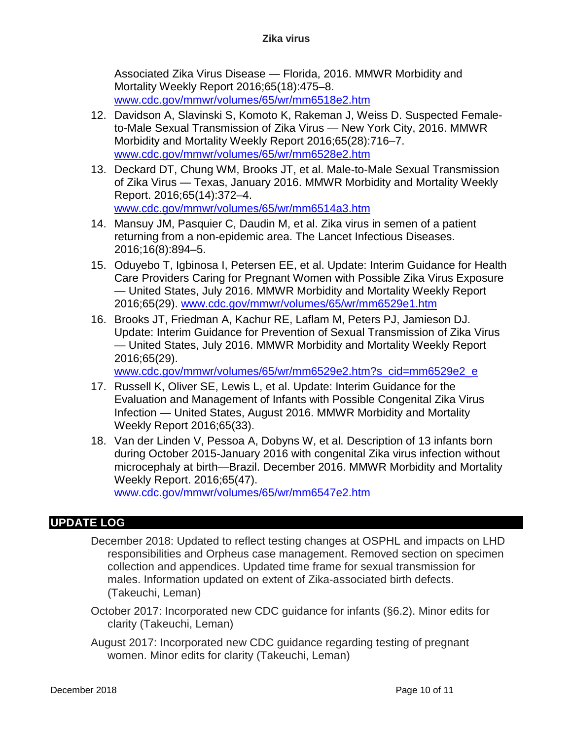Associated Zika Virus Disease — Florida, 2016. MMWR Morbidity and Mortality Weekly Report 2016;65(18):475–8. www.cdc.gov/mmwr/volumes/65/wr/mm6518e2.htm

12. Davidson A, Slavinski S, Komoto K, Rakeman J, Weiss D. Suspected Female-to-Male Sexual Transmission of Zika Virus — New York City, 2016. MMWR Morbidity and Mortality Weekly Report 2016;65(28):716–7. www.cdc.gov/mmwr/volumes/65/wr/mm6528e2.htm
13. Deckard DT, Chung WM, Brooks JT, et al. Male-to-Male Sexual Transmission of Zika Virus — Texas, January 2016. MMWR Morbidity and Mortality Weekly Report. 2016;65(14):372–4. www.cdc.gov/mmwr/volumes/65/wr/mm6514a3.htm
14. Mansuy JM, Pasquier C, Daudin M, et al. Zika virus in semen of a patient returning from a non-epidemic area. The Lancet Infectious Diseases. 2016;16(8):894–5.
15. Oduyebo T, Igbinosa I, Petersen EE, et al. Update: Interim Guidance for Health Care Providers Caring for Pregnant Women with Possible Zika Virus Exposure — United States, July 2016. MMWR Morbidity and Mortality Weekly Report 2016;65(29). www.cdc.gov/mmwr/volumes/65/wr/mm6529e1.htm
16. Brooks JT, Friedman A, Kachur RE, Laflam M, Peters PJ, Jamieson DJ. Update: Interim Guidance for Prevention of Sexual Transmission of Zika Virus — United States, July 2016. MMWR Morbidity and Mortality Weekly Report 2016;65(29). www.cdc.gov/mmwr/volumes/65/wr/mm6529e2.htm?s_cid=mm6529e2_e
17. Russell K, Oliver SE, Lewis L, et al. Update: Interim Guidance for the Evaluation and Management of Infants with Possible Congenital Zika Virus Infection — United States, August 2016. MMWR Morbidity and Mortality Weekly Report 2016;65(33).
18. Van der Linden V, Pessoa A, Dobyns W, et al. Description of 13 infants born during October 2015-January 2016 with congenital Zika virus infection without microcephaly at birth—Brazil. December 2016. MMWR Morbidity and Mortality Weekly Report. 2016;65(47). www.cdc.gov/mmwr/volumes/65/wr/mm6547e2.htm

## UPDATE LOG

December 2018: Updated to reflect testing changes at OSPHL and impacts on LHD responsibilities and Orpheus case management. Removed section on specimen collection and appendices. Updated time frame for sexual transmission for males. Information updated on extent of Zika-associated birth defects. (Takeuchi, Leman)

October 2017: Incorporated new CDC guidance for infants (§6.2). Minor edits for clarity (Takeuchi, Leman)

August 2017: Incorporated new CDC guidance regarding testing of pregnant women. Minor edits for clarity (Takeuchi, Leman)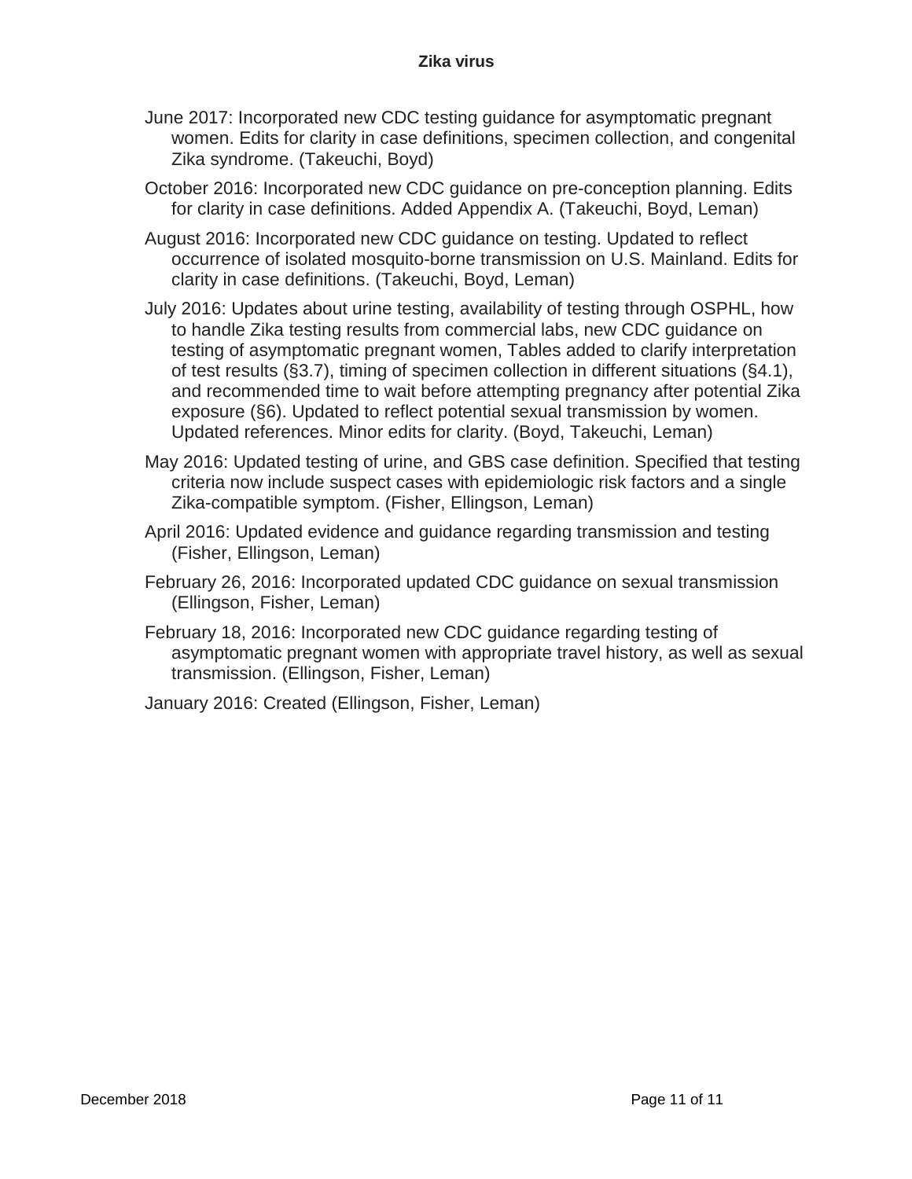June 2017: Incorporated new CDC testing guidance for asymptomatic pregnant women. Edits for clarity in case definitions, specimen collection, and congenital Zika syndrome. (Takeuchi, Boyd)

October 2016: Incorporated new CDC guidance on pre-conception planning. Edits for clarity in case definitions. Added Appendix A. (Takeuchi, Boyd, Leman)

August 2016: Incorporated new CDC guidance on testing. Updated to reflect occurrence of isolated mosquito-borne transmission on U.S. Mainland. Edits for clarity in case definitions. (Takeuchi, Boyd, Leman)

July 2016: Updates about urine testing, availability of testing through OSPHL, how to handle Zika testing results from commercial labs, new CDC guidance on testing of asymptomatic pregnant women, Tables added to clarify interpretation of test results (§3.7), timing of specimen collection in different situations (§4.1), and recommended time to wait before attempting pregnancy after potential Zika exposure (§6). Updated to reflect potential sexual transmission by women. Updated references. Minor edits for clarity. (Boyd, Takeuchi, Leman)

May 2016: Updated testing of urine, and GBS case definition. Specified that testing criteria now include suspect cases with epidemiologic risk factors and a single Zika-compatible symptom. (Fisher, Ellingson, Leman)

April 2016: Updated evidence and guidance regarding transmission and testing (Fisher, Ellingson, Leman)

February 26, 2016: Incorporated updated CDC guidance on sexual transmission (Ellingson, Fisher, Leman)

February 18, 2016: Incorporated new CDC guidance regarding testing of asymptomatic pregnant women with appropriate travel history, as well as sexual transmission. (Ellingson, Fisher, Leman)

January 2016: Created (Ellingson, Fisher, Leman)